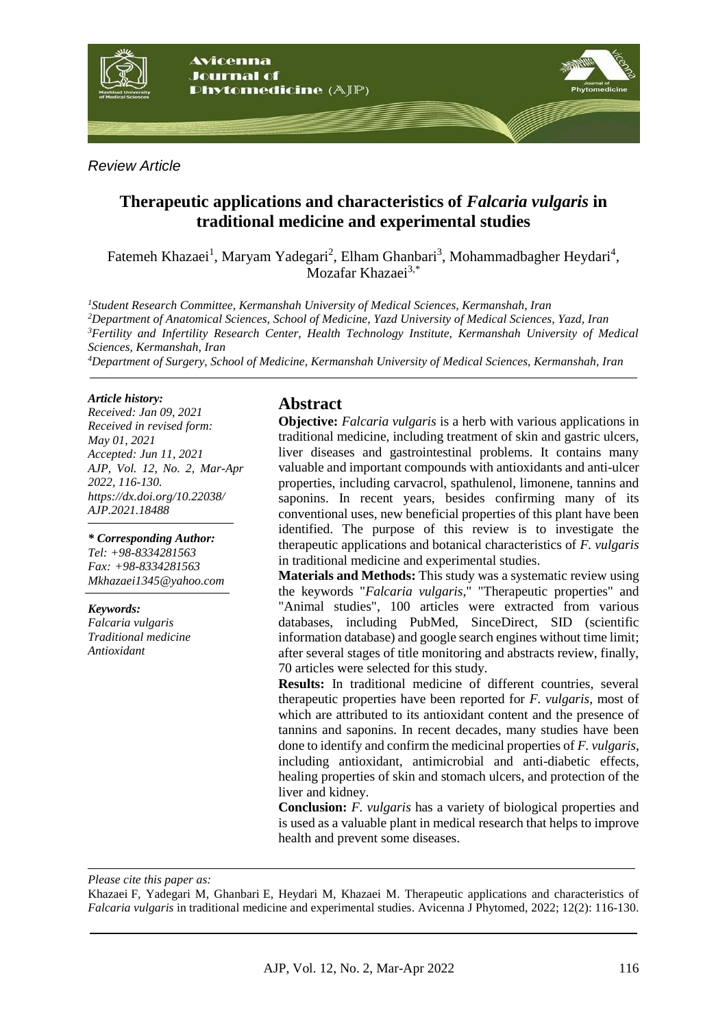*Review Article*

# Therapeutic applications and characteristics of *Falcaria vulgaris* in traditional medicine and experimental studies

Fatemeh Khazaei[1], Maryam Yadegari[2], Elham Ghanbari[3], Mohammadbagher Heydari[4], Mozafar Khazaei[3,*]

[1]*Student Research Committee, Kermanshah University of Medical Sciences, Kermanshah, Iran*
[2]*Department of Anatomical Sciences, School of Medicine, Yazd University of Medical Sciences, Yazd, Iran*
[3]*Fertility and Infertility Research Center, Health Technology Institute, Kermanshah University of Medical Sciences, Kermanshah, Iran*
[4]*Department of Surgery, School of Medicine, Kermanshah University of Medical Sciences, Kermanshah, Iran*

***Article history:***
*Received: Jan 09, 2021*
*Received in revised form: May 01, 2021*
*Accepted: Jun 11, 2021*
*AJP, Vol. 12, No. 2, Mar-Apr 2022, 116-130.*
*https://dx.doi.org/10.22038/AJP.2021.18488*

***\* Corresponding Author:***
*Tel: +98-8334281563*
*Fax: +98-8334281563*
*Mkhazaei1345@yahoo.com*

***Keywords:***
*Falcaria vulgaris*
*Traditional medicine*
*Antioxidant*

## Abstract

**Objective:** *Falcaria vulgaris* is a herb with various applications in traditional medicine, including treatment of skin and gastric ulcers, liver diseases and gastrointestinal problems. It contains many valuable and important compounds with antioxidants and anti-ulcer properties, including carvacrol, spathulenol, limonene, tannins and saponins. In recent years, besides confirming many of its conventional uses, new beneficial properties of this plant have been identified. The purpose of this review is to investigate the therapeutic applications and botanical characteristics of *F. vulgaris* in traditional medicine and experimental studies.

**Materials and Methods:** This study was a systematic review using the keywords "*Falcaria vulgaris*," "Therapeutic properties" and "Animal studies", 100 articles were extracted from various databases, including PubMed, SinceDirect, SID (scientific information database) and google search engines without time limit; after several stages of title monitoring and abstracts review, finally, 70 articles were selected for this study.

**Results:** In traditional medicine of different countries, several therapeutic properties have been reported for *F. vulgaris*, most of which are attributed to its antioxidant content and the presence of tannins and saponins. In recent decades, many studies have been done to identify and confirm the medicinal properties of *F. vulgaris*, including antioxidant, antimicrobial and anti-diabetic effects, healing properties of skin and stomach ulcers, and protection of the liver and kidney.

**Conclusion:** *F. vulgaris* has a variety of biological properties and is used as a valuable plant in medical research that helps to improve health and prevent some diseases.

*Please cite this paper as:*

Khazaei F, Yadegari M, Ghanbari E, Heydari M, Khazaei M. Therapeutic applications and characteristics of *Falcaria vulgaris* in traditional medicine and experimental studies. Avicenna J Phytomed, 2022; 12(2): 116-130.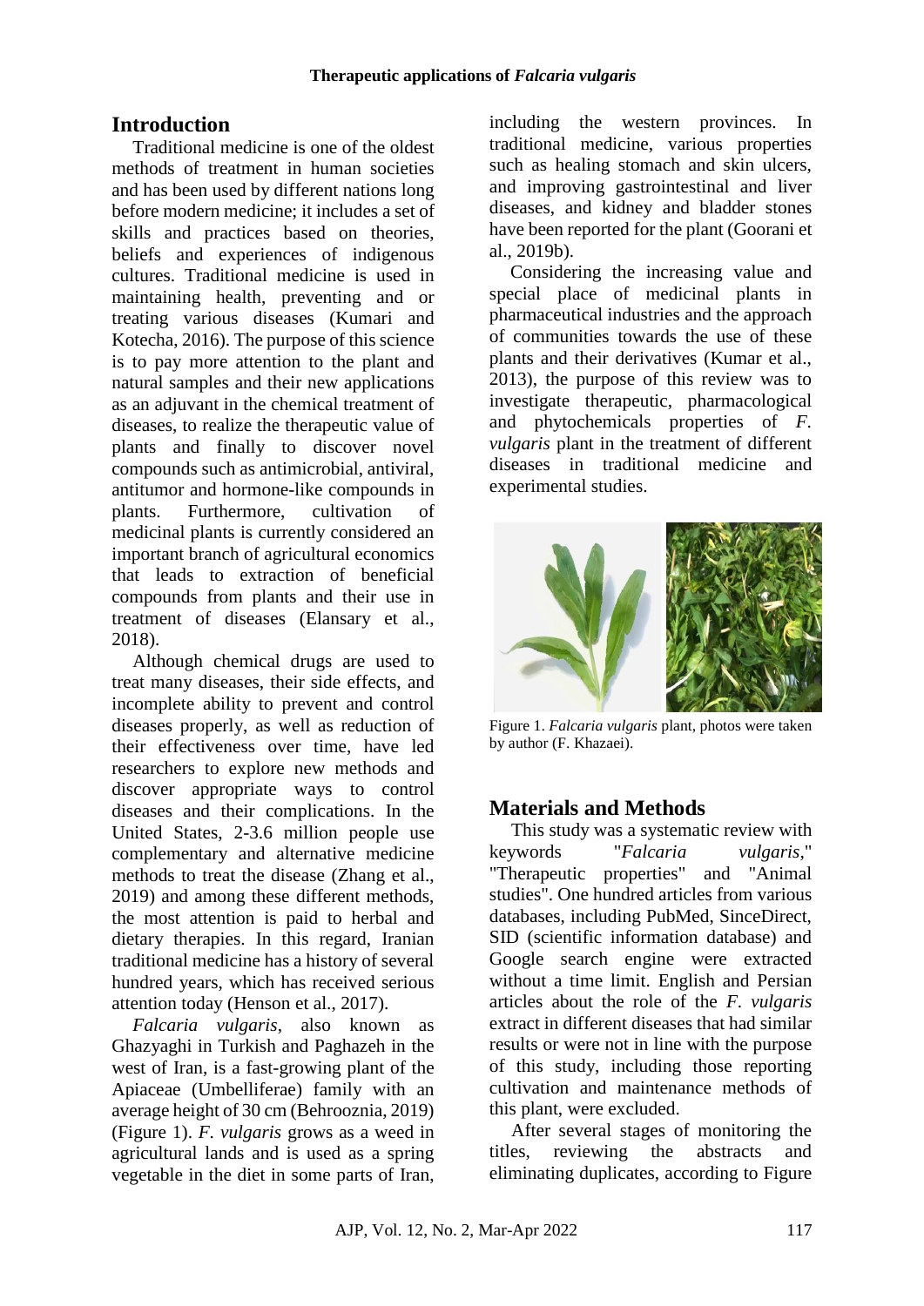## Introduction

Traditional medicine is one of the oldest methods of treatment in human societies and has been used by different nations long before modern medicine; it includes a set of skills and practices based on theories, beliefs and experiences of indigenous cultures. Traditional medicine is used in maintaining health, preventing and or treating various diseases (Kumari and Kotecha, 2016). The purpose of this science is to pay more attention to the plant and natural samples and their new applications as an adjuvant in the chemical treatment of diseases, to realize the therapeutic value of plants and finally to discover novel compounds such as antimicrobial, antiviral, antitumor and hormone-like compounds in plants. Furthermore, cultivation of medicinal plants is currently considered an important branch of agricultural economics that leads to extraction of beneficial compounds from plants and their use in treatment of diseases (Elansary et al., 2018).

Although chemical drugs are used to treat many diseases, their side effects, and incomplete ability to prevent and control diseases properly, as well as reduction of their effectiveness over time, have led researchers to explore new methods and discover appropriate ways to control diseases and their complications. In the United States, 2-3.6 million people use complementary and alternative medicine methods to treat the disease (Zhang et al., 2019) and among these different methods, the most attention is paid to herbal and dietary therapies. In this regard, Iranian traditional medicine has a history of several hundred years, which has received serious attention today (Henson et al., 2017).

*Falcaria vulgaris*, also known as Ghazyaghi in Turkish and Paghazeh in the west of Iran, is a fast-growing plant of the Apiaceae (Umbelliferae) family with an average height of 30 cm (Behrooznia, 2019) (Figure 1). *F. vulgaris* grows as a weed in agricultural lands and is used as a spring vegetable in the diet in some parts of Iran, including the western provinces. In traditional medicine, various properties such as healing stomach and skin ulcers, and improving gastrointestinal and liver diseases, and kidney and bladder stones have been reported for the plant (Goorani et al., 2019b).

Considering the increasing value and special place of medicinal plants in pharmaceutical industries and the approach of communities towards the use of these plants and their derivatives (Kumar et al., 2013), the purpose of this review was to investigate therapeutic, pharmacological and phytochemicals properties of *F. vulgaris* plant in the treatment of different diseases in traditional medicine and experimental studies.

Figure 1. *Falcaria vulgaris* plant, photos were taken by author (F. Khazaei).

## Materials and Methods

This study was a systematic review with keywords "*Falcaria vulgaris*," "Therapeutic properties" and "Animal studies". One hundred articles from various databases, including PubMed, SinceDirect, SID (scientific information database) and Google search engine were extracted without a time limit. English and Persian articles about the role of the *F. vulgaris* extract in different diseases that had similar results or were not in line with the purpose of this study, including those reporting cultivation and maintenance methods of this plant, were excluded.

After several stages of monitoring the titles, reviewing the abstracts and eliminating duplicates, according to Figure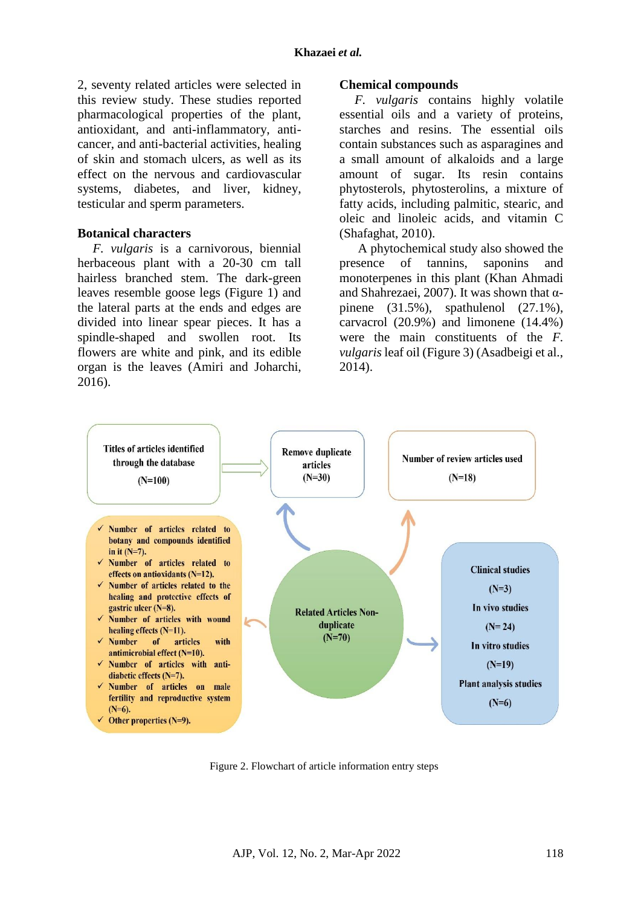2, seventy related articles were selected in this review study. These studies reported pharmacological properties of the plant, antioxidant, and anti-inflammatory, anti-cancer, and anti-bacterial activities, healing of skin and stomach ulcers, as well as its effect on the nervous and cardiovascular systems, diabetes, and liver, kidney, testicular and sperm parameters.

## Botanical characters

*F. vulgaris* is a carnivorous, biennial herbaceous plant with a 20-30 cm tall hairless branched stem. The dark-green leaves resemble goose legs (Figure 1) and the lateral parts at the ends and edges are divided into linear spear pieces. It has a spindle-shaped and swollen root. Its flowers are white and pink, and its edible organ is the leaves (Amiri and Joharchi, 2016).

## Chemical compounds

*F. vulgaris* contains highly volatile essential oils and a variety of proteins, starches and resins. The essential oils contain substances such as asparagines and a small amount of alkaloids and a large amount of sugar. Its resin contains phytosterols, phytosterolins, a mixture of fatty acids, including palmitic, stearic, and oleic and linoleic acids, and vitamin C (Shafaghat, 2010).

A phytochemical study also showed the presence of tannins, saponins and monoterpenes in this plant (Khan Ahmadi and Shahrezaei, 2007). It was shown that α-pinene (31.5%), spathulenol (27.1%), carvacrol (20.9%) and limonene (14.4%) were the main constituents of the *F. vulgaris* leaf oil (Figure 3) (Asadbeigi et al., 2014).

Titles of articles identified through the database (N=100)

Remove duplicate articles (N=30)

Number of review articles used (N=18)

- Number of articles related to botany and compounds identified in it (N=7).
- Number of articles related to effects on antioxidants (N=12).
- Number of articles related to the healing and protective effects of gastric ulcer (N=8).
- Number of articles with wound healing effects (N=11).
- Number of articles with antimicrobial effect (N=10).
- Number of articles with anti-diabetic effects (N=7).
- Number of articles on male fertility and reproductive system (N=6).
- Other properties (N=9).

Related Articles Non-duplicate (N=70)

Clinical studies (N=3)
In vivo studies (N= 24)
In vitro studies (N=19)
Plant analysis studies (N=6)

Figure 2. Flowchart of article information entry steps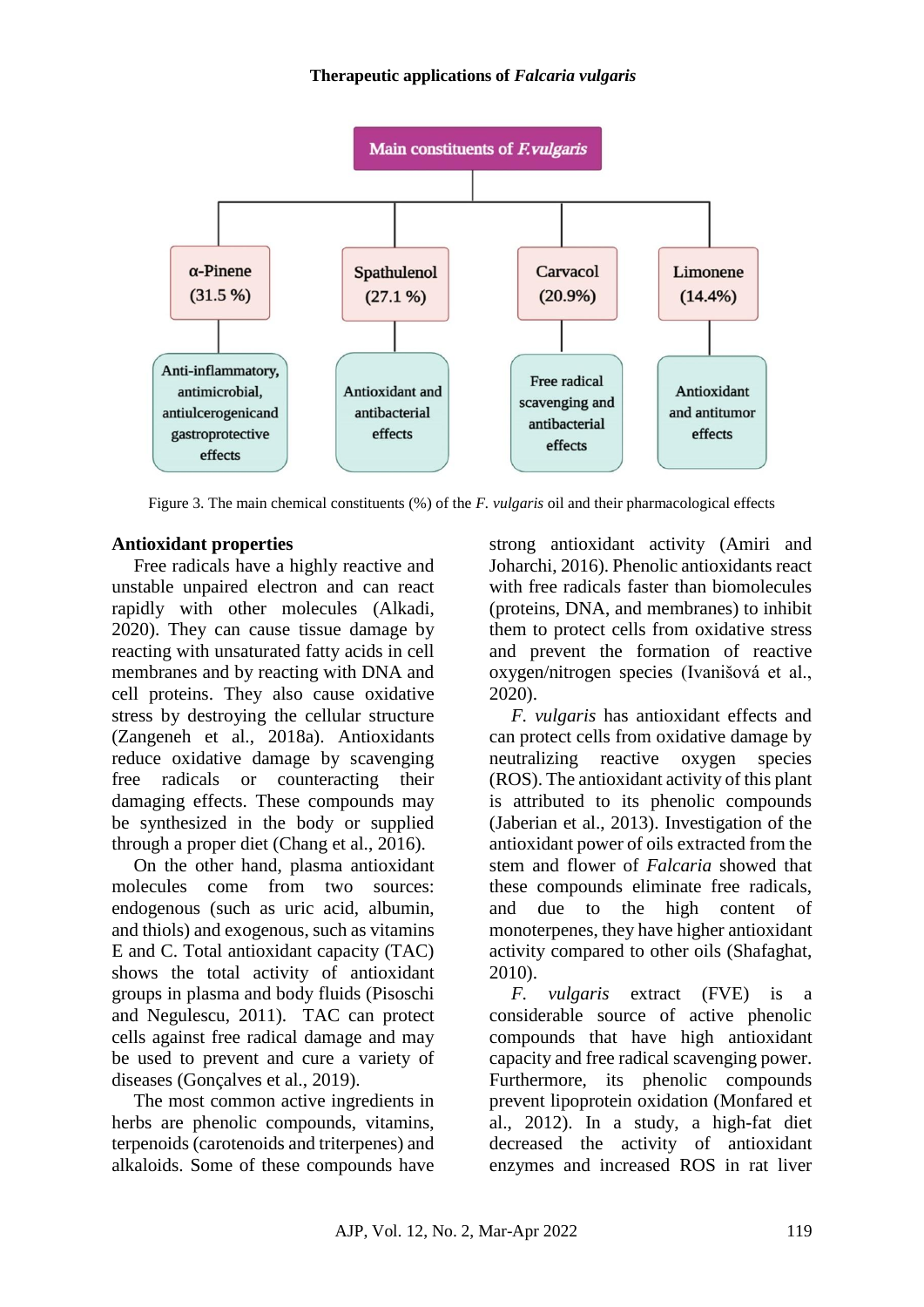**Main constituents of *F. vulgaris***

- α-Pinene (31.5 %): Anti-inflammatory, antimicrobial, antiulcerogenicand gastroprotective effects
- Spathulenol (27.1 %): Antioxidant and antibacterial effects
- Carvacol (20.9%): Free radical scavenging and antibacterial effects
- Limonene (14.4%): Antioxidant and antitumor effects

Figure 3. The main chemical constituents (%) of the *F. vulgaris* oil and their pharmacological effects

## Antioxidant properties

Free radicals have a highly reactive and unstable unpaired electron and can react rapidly with other molecules (Alkadi, 2020). They can cause tissue damage by reacting with unsaturated fatty acids in cell membranes and by reacting with DNA and cell proteins. They also cause oxidative stress by destroying the cellular structure (Zangeneh et al., 2018a). Antioxidants reduce oxidative damage by scavenging free radicals or counteracting their damaging effects. These compounds may be synthesized in the body or supplied through a proper diet (Chang et al., 2016).

On the other hand, plasma antioxidant molecules come from two sources: endogenous (such as uric acid, albumin, and thiols) and exogenous, such as vitamins E and C. Total antioxidant capacity (TAC) shows the total activity of antioxidant groups in plasma and body fluids (Pisoschi and Negulescu, 2011). TAC can protect cells against free radical damage and may be used to prevent and cure a variety of diseases (Gonçalves et al., 2019).

The most common active ingredients in herbs are phenolic compounds, vitamins, terpenoids (carotenoids and triterpenes) and alkaloids. Some of these compounds have strong antioxidant activity (Amiri and Joharchi, 2016). Phenolic antioxidants react with free radicals faster than biomolecules (proteins, DNA, and membranes) to inhibit them to protect cells from oxidative stress and prevent the formation of reactive oxygen/nitrogen species (Ivanišová et al., 2020).

*F. vulgaris* has antioxidant effects and can protect cells from oxidative damage by neutralizing reactive oxygen species (ROS). The antioxidant activity of this plant is attributed to its phenolic compounds (Jaberian et al., 2013). Investigation of the antioxidant power of oils extracted from the stem and flower of *Falcaria* showed that these compounds eliminate free radicals, and due to the high content of monoterpenes, they have higher antioxidant activity compared to other oils (Shafaghat, 2010).

*F. vulgaris* extract (FVE) is a considerable source of active phenolic compounds that have high antioxidant capacity and free radical scavenging power. Furthermore, its phenolic compounds prevent lipoprotein oxidation (Monfared et al., 2012). In a study, a high-fat diet decreased the activity of antioxidant enzymes and increased ROS in rat liver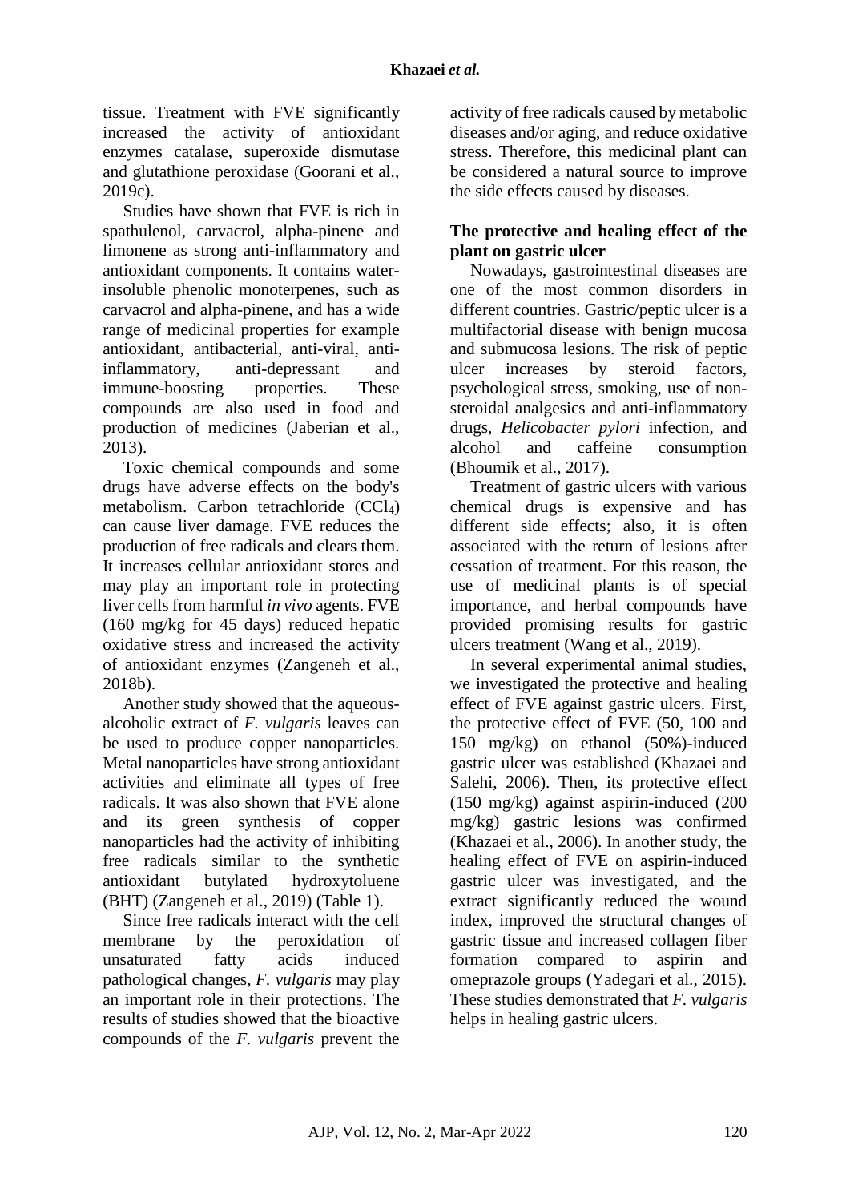tissue. Treatment with FVE significantly increased the activity of antioxidant enzymes catalase, superoxide dismutase and glutathione peroxidase (Goorani et al., 2019c).

Studies have shown that FVE is rich in spathulenol, carvacrol, alpha-pinene and limonene as strong anti-inflammatory and antioxidant components. It contains water-insoluble phenolic monoterpenes, such as carvacrol and alpha-pinene, and has a wide range of medicinal properties for example antioxidant, antibacterial, anti-viral, anti-inflammatory, anti-depressant and immune-boosting properties. These compounds are also used in food and production of medicines (Jaberian et al., 2013).

Toxic chemical compounds and some drugs have adverse effects on the body's metabolism. Carbon tetrachloride ($CCl_4$) can cause liver damage. FVE reduces the production of free radicals and clears them. It increases cellular antioxidant stores and may play an important role in protecting liver cells from harmful *in vivo* agents. FVE (160 mg/kg for 45 days) reduced hepatic oxidative stress and increased the activity of antioxidant enzymes (Zangeneh et al., 2018b).

Another study showed that the aqueous-alcoholic extract of *F. vulgaris* leaves can be used to produce copper nanoparticles. Metal nanoparticles have strong antioxidant activities and eliminate all types of free radicals. It was also shown that FVE alone and its green synthesis of copper nanoparticles had the activity of inhibiting free radicals similar to the synthetic antioxidant butylated hydroxytoluene (BHT) (Zangeneh et al., 2019) (Table 1).

Since free radicals interact with the cell membrane by the peroxidation of unsaturated fatty acids induced pathological changes, *F. vulgaris* may play an important role in their protections. The results of studies showed that the bioactive compounds of the *F. vulgaris* prevent the activity of free radicals caused by metabolic diseases and/or aging, and reduce oxidative stress. Therefore, this medicinal plant can be considered a natural source to improve the side effects caused by diseases.

**The protective and healing effect of the plant on gastric ulcer**

Nowadays, gastrointestinal diseases are one of the most common disorders in different countries. Gastric/peptic ulcer is a multifactorial disease with benign mucosa and submucosa lesions. The risk of peptic ulcer increases by steroid factors, psychological stress, smoking, use of non-steroidal analgesics and anti-inflammatory drugs, *Helicobacter pylori* infection, and alcohol and caffeine consumption (Bhoumik et al., 2017).

Treatment of gastric ulcers with various chemical drugs is expensive and has different side effects; also, it is often associated with the return of lesions after cessation of treatment. For this reason, the use of medicinal plants is of special importance, and herbal compounds have provided promising results for gastric ulcers treatment (Wang et al., 2019).

In several experimental animal studies, we investigated the protective and healing effect of FVE against gastric ulcers. First, the protective effect of FVE (50, 100 and 150 mg/kg) on ethanol (50%)-induced gastric ulcer was established (Khazaei and Salehi, 2006). Then, its protective effect (150 mg/kg) against aspirin-induced (200 mg/kg) gastric lesions was confirmed (Khazaei et al., 2006). In another study, the healing effect of FVE on aspirin-induced gastric ulcer was investigated, and the extract significantly reduced the wound index, improved the structural changes of gastric tissue and increased collagen fiber formation compared to aspirin and omeprazole groups (Yadegari et al., 2015). These studies demonstrated that *F. vulgaris* helps in healing gastric ulcers.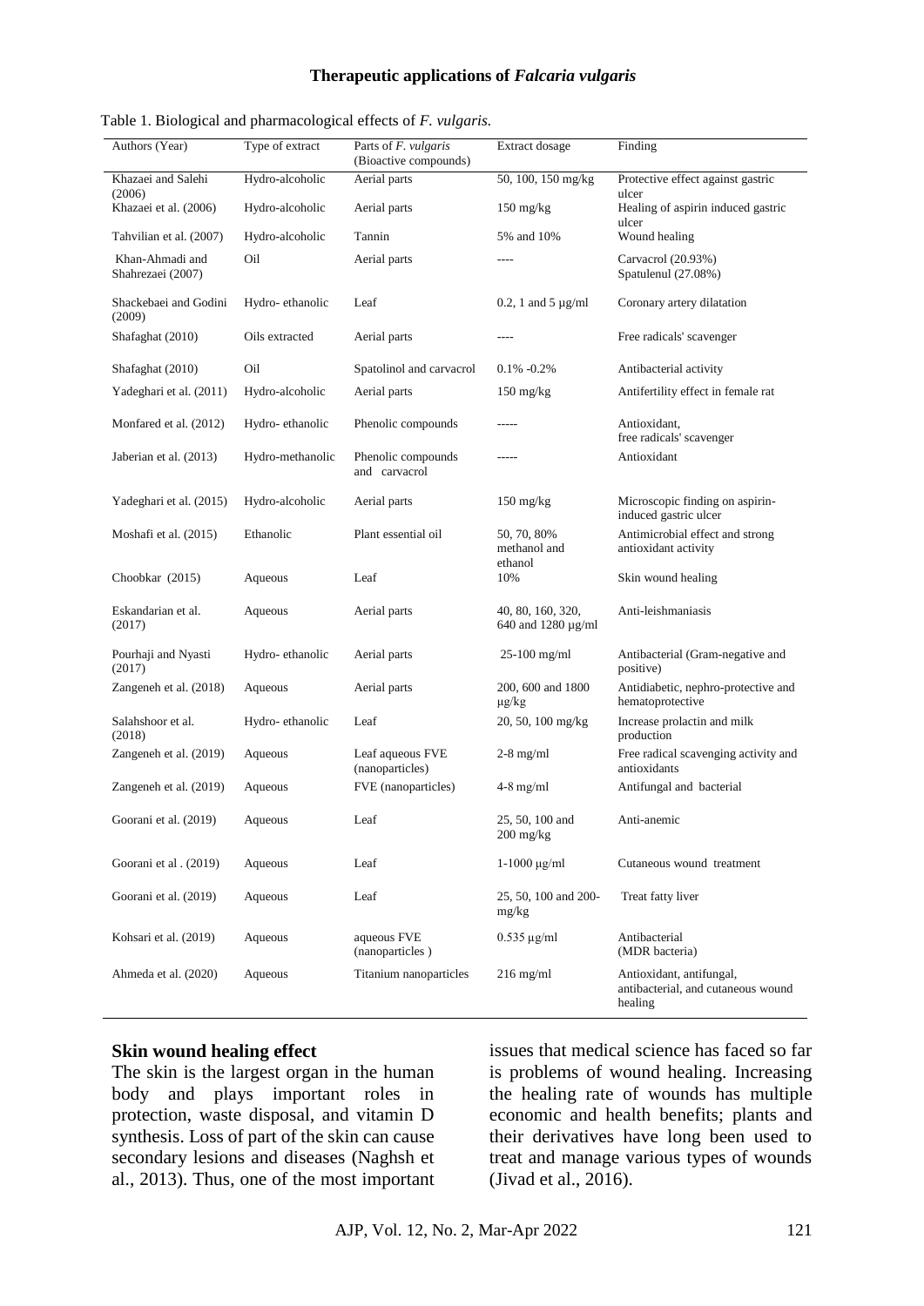Table 1. Biological and pharmacological effects of *F. vulgaris.*

| Authors (Year) | Type of extract | Parts of *F. vulgaris* (Bioactive compounds) | Extract dosage | Finding |
|---|---|---|---|---|
| Khazaei and Salehi (2006) | Hydro-alcoholic | Aerial parts | 50, 100, 150 mg/kg | Protective effect against gastric ulcer |
| Khazaei et al. (2006) | Hydro-alcoholic | Aerial parts | 150 mg/kg | Healing of aspirin induced gastric ulcer |
| Tahvilian et al. (2007) | Hydro-alcoholic | Tannin | 5% and 10% | Wound healing |
| Khan-Ahmadi and Shahrezaei (2007) | Oil | Aerial parts | ---- | Carvacrol (20.93%) Spatulenul (27.08%) |
| Shackebaei and Godini (2009) | Hydro- ethanolic | Leaf | 0.2, 1 and 5 µg/ml | Coronary artery dilatation |
| Shafaghat (2010) | Oils extracted | Aerial parts | ---- | Free radicals' scavenger |
| Shafaghat (2010) | Oil | Spatolinol and carvacrol | 0.1% -0.2% | Antibacterial activity |
| Yadeghari et al. (2011) | Hydro-alcoholic | Aerial parts | 150 mg/kg | Antifertility effect in female rat |
| Monfared et al. (2012) | Hydro- ethanolic | Phenolic compounds | ----- | Antioxidant, free radicals' scavenger |
| Jaberian et al. (2013) | Hydro-methanolic | Phenolic compounds and carvacrol | ----- | Antioxidant |
| Yadeghari et al. (2015) | Hydro-alcoholic | Aerial parts | 150 mg/kg | Microscopic finding on aspirin-induced gastric ulcer |
| Moshafi et al. (2015) | Ethanolic | Plant essential oil | 50, 70, 80% methanol and ethanol | Antimicrobial effect and strong antioxidant activity |
| Choobkar (2015) | Aqueous | Leaf | 10% | Skin wound healing |
| Eskandarian et al. (2017) | Aqueous | Aerial parts | 40, 80, 160, 320, 640 and 1280 µg/ml | Anti-leishmaniasis |
| Pourhaji and Nyasti (2017) | Hydro- ethanolic | Aerial parts | 25-100 mg/ml | Antibacterial (Gram-negative and positive) |
| Zangeneh et al. (2018) | Aqueous | Aerial parts | 200, 600 and 1800 µg/kg | Antidiabetic, nephro-protective and hematoprotective |
| Salahshoor et al. (2018) | Hydro- ethanolic | Leaf | 20, 50, 100 mg/kg | Increase prolactin and milk production |
| Zangeneh et al. (2019) | Aqueous | Leaf aqueous FVE (nanoparticles) | 2-8 mg/ml | Free radical scavenging activity and antioxidants |
| Zangeneh et al. (2019) | Aqueous | FVE (nanoparticles) | 4-8 mg/ml | Antifungal and bacterial |
| Goorani et al. (2019) | Aqueous | Leaf | 25, 50, 100 and 200 mg/kg | Anti-anemic |
| Goorani et al . (2019) | Aqueous | Leaf | 1-1000 µg/ml | Cutaneous wound treatment |
| Goorani et al. (2019) | Aqueous | Leaf | 25, 50, 100 and 200- mg/kg | Treat fatty liver |
| Kohsari et al. (2019) | Aqueous | aqueous FVE (nanoparticles ) | 0.535 µg/ml | Antibacterial (MDR bacteria) |
| Ahmeda et al. (2020) | Aqueous | Titanium nanoparticles | 216 mg/ml | Antioxidant, antifungal, antibacterial, and cutaneous wound healing |

**Skin wound healing effect**

The skin is the largest organ in the human body and plays important roles in protection, waste disposal, and vitamin D synthesis. Loss of part of the skin can cause secondary lesions and diseases (Naghsh et al., 2013). Thus, one of the most important issues that medical science has faced so far is problems of wound healing. Increasing the healing rate of wounds has multiple economic and health benefits; plants and their derivatives have long been used to treat and manage various types of wounds (Jivad et al., 2016).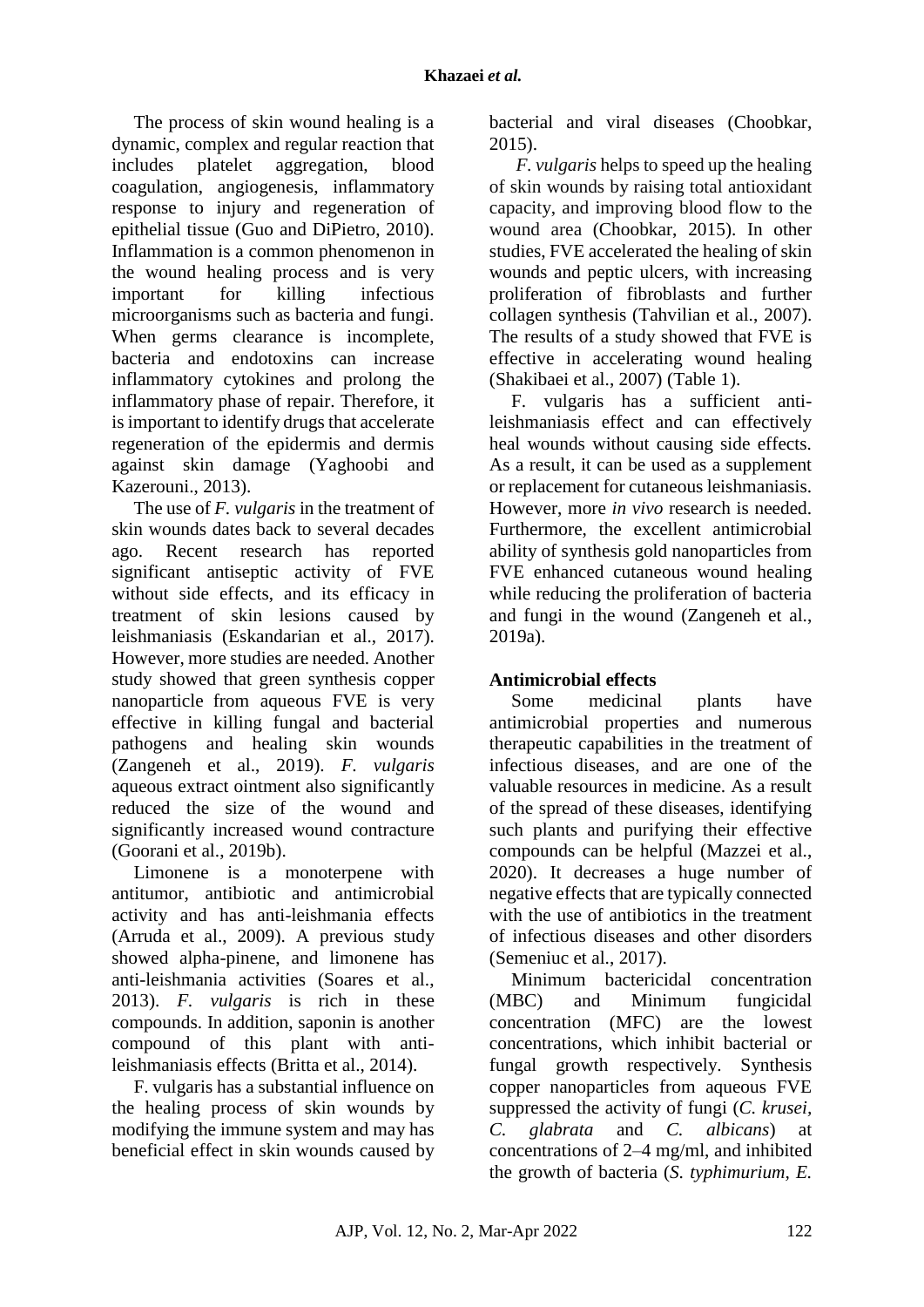The process of skin wound healing is a dynamic, complex and regular reaction that includes platelet aggregation, blood coagulation, angiogenesis, inflammatory response to injury and regeneration of epithelial tissue (Guo and DiPietro, 2010). Inflammation is a common phenomenon in the wound healing process and is very important for killing infectious microorganisms such as bacteria and fungi. When germs clearance is incomplete, bacteria and endotoxins can increase inflammatory cytokines and prolong the inflammatory phase of repair. Therefore, it is important to identify drugs that accelerate regeneration of the epidermis and dermis against skin damage (Yaghoobi and Kazerouni., 2013).

The use of *F. vulgaris* in the treatment of skin wounds dates back to several decades ago. Recent research has reported significant antiseptic activity of FVE without side effects, and its efficacy in treatment of skin lesions caused by leishmaniasis (Eskandarian et al., 2017). However, more studies are needed. Another study showed that green synthesis copper nanoparticle from aqueous FVE is very effective in killing fungal and bacterial pathogens and healing skin wounds (Zangeneh et al., 2019). *F. vulgaris* aqueous extract ointment also significantly reduced the size of the wound and significantly increased wound contracture (Goorani et al., 2019b).

Limonene is a monoterpene with antitumor, antibiotic and antimicrobial activity and has anti-leishmania effects (Arruda et al., 2009). A previous study showed alpha-pinene, and limonene has anti-leishmania activities (Soares et al., 2013). *F. vulgaris* is rich in these compounds. In addition, saponin is another compound of this plant with anti-leishmaniasis effects (Britta et al., 2014).

F. vulgaris has a substantial influence on the healing process of skin wounds by modifying the immune system and may has beneficial effect in skin wounds caused by bacterial and viral diseases (Choobkar, 2015).

*F. vulgaris* helps to speed up the healing of skin wounds by raising total antioxidant capacity, and improving blood flow to the wound area (Choobkar, 2015). In other studies, FVE accelerated the healing of skin wounds and peptic ulcers, with increasing proliferation of fibroblasts and further collagen synthesis (Tahvilian et al., 2007). The results of a study showed that FVE is effective in accelerating wound healing (Shakibaei et al., 2007) (Table 1).

F. vulgaris has a sufficient anti-leishmaniasis effect and can effectively heal wounds without causing side effects. As a result, it can be used as a supplement or replacement for cutaneous leishmaniasis. However, more *in vivo* research is needed. Furthermore, the excellent antimicrobial ability of synthesis gold nanoparticles from FVE enhanced cutaneous wound healing while reducing the proliferation of bacteria and fungi in the wound (Zangeneh et al., 2019a).

## Antimicrobial effects

Some medicinal plants have antimicrobial properties and numerous therapeutic capabilities in the treatment of infectious diseases, and are one of the valuable resources in medicine. As a result of the spread of these diseases, identifying such plants and purifying their effective compounds can be helpful (Mazzei et al., 2020). It decreases a huge number of negative effects that are typically connected with the use of antibiotics in the treatment of infectious diseases and other disorders (Semeniuc et al., 2017).

Minimum bactericidal concentration (MBC) and Minimum fungicidal concentration (MFC) are the lowest concentrations, which inhibit bacterial or fungal growth respectively. Synthesis copper nanoparticles from aqueous FVE suppressed the activity of fungi (*C. krusei*, *C. glabrata* and *C. albicans*) at concentrations of 2–4 mg/ml, and inhibited the growth of bacteria (*S. typhimurium*, *E.*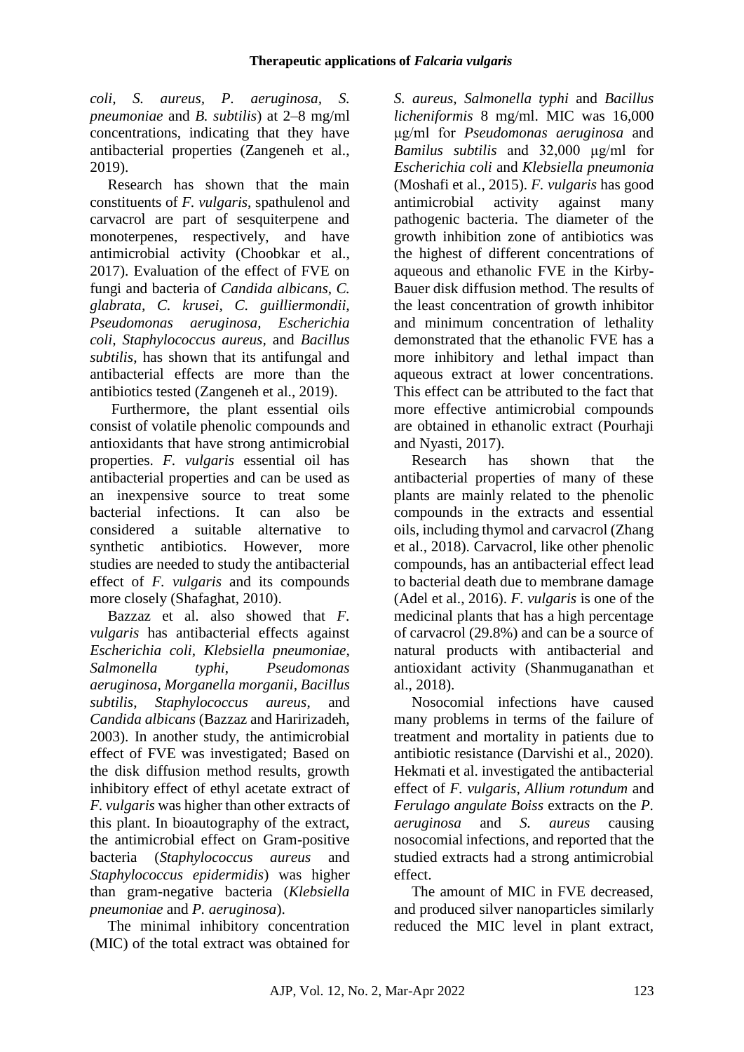*coli*, *S. aureus*, *P. aeruginosa*, *S. pneumoniae* and *B. subtilis*) at 2–8 mg/ml concentrations, indicating that they have antibacterial properties (Zangeneh et al., 2019).

Research has shown that the main constituents of *F. vulgaris*, spathulenol and carvacrol are part of sesquiterpene and monoterpenes, respectively, and have antimicrobial activity (Choobkar et al., 2017). Evaluation of the effect of FVE on fungi and bacteria of *Candida albicans*, *C. glabrata*, *C. krusei*, *C. guilliermondii*, *Pseudomonas aeruginosa*, *Escherichia coli*, *Staphylococcus aureus*, and *Bacillus subtilis*, has shown that its antifungal and antibacterial effects are more than the antibiotics tested (Zangeneh et al., 2019).

Furthermore, the plant essential oils consist of volatile phenolic compounds and antioxidants that have strong antimicrobial properties. *F. vulgaris* essential oil has antibacterial properties and can be used as an inexpensive source to treat some bacterial infections. It can also be considered a suitable alternative to synthetic antibiotics. However, more studies are needed to study the antibacterial effect of *F. vulgaris* and its compounds more closely (Shafaghat, 2010).

Bazzaz et al. also showed that *F. vulgaris* has antibacterial effects against *Escherichia coli*, *Klebsiella pneumoniae*, *Salmonella typhi*, *Pseudomonas aeruginosa*, *Morganella morganii*, *Bacillus subtilis*, *Staphylococcus aureus*, and *Candida albicans* (Bazzaz and Haririzadeh, 2003). In another study, the antimicrobial effect of FVE was investigated; Based on the disk diffusion method results, growth inhibitory effect of ethyl acetate extract of *F. vulgaris* was higher than other extracts of this plant. In bioautography of the extract, the antimicrobial effect on Gram-positive bacteria (*Staphylococcus aureus* and *Staphylococcus epidermidis*) was higher than gram-negative bacteria (*Klebsiella pneumoniae* and *P. aeruginosa*).

The minimal inhibitory concentration (MIC) of the total extract was obtained for *S. aureus*, *Salmonella typhi* and *Bacillus licheniformis* 8 mg/ml. MIC was 16,000 μg/ml for *Pseudomonas aeruginosa* and *Bamilus subtilis* and 32,000 μg/ml for *Escherichia coli* and *Klebsiella pneumonia* (Moshafi et al., 2015). *F. vulgaris* has good antimicrobial activity against many pathogenic bacteria. The diameter of the growth inhibition zone of antibiotics was the highest of different concentrations of aqueous and ethanolic FVE in the Kirby-Bauer disk diffusion method. The results of the least concentration of growth inhibitor and minimum concentration of lethality demonstrated that the ethanolic FVE has a more inhibitory and lethal impact than aqueous extract at lower concentrations. This effect can be attributed to the fact that more effective antimicrobial compounds are obtained in ethanolic extract (Pourhaji and Nyasti, 2017).

Research has shown that the antibacterial properties of many of these plants are mainly related to the phenolic compounds in the extracts and essential oils, including thymol and carvacrol (Zhang et al., 2018). Carvacrol, like other phenolic compounds, has an antibacterial effect lead to bacterial death due to membrane damage (Adel et al., 2016). *F. vulgaris* is one of the medicinal plants that has a high percentage of carvacrol (29.8%) and can be a source of natural products with antibacterial and antioxidant activity (Shanmuganathan et al., 2018).

Nosocomial infections have caused many problems in terms of the failure of treatment and mortality in patients due to antibiotic resistance (Darvishi et al., 2020). Hekmati et al. investigated the antibacterial effect of *F. vulgaris*, *Allium rotundum* and *Ferulago angulate Boiss* extracts on the *P. aeruginosa* and *S. aureus* causing nosocomial infections, and reported that the studied extracts had a strong antimicrobial effect.

The amount of MIC in FVE decreased, and produced silver nanoparticles similarly reduced the MIC level in plant extract,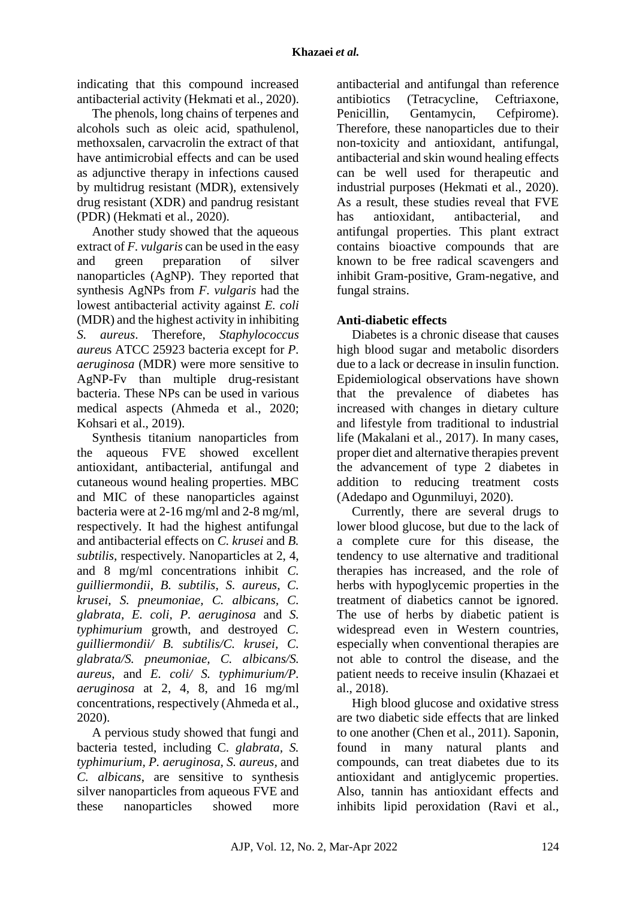indicating that this compound increased antibacterial activity (Hekmati et al., 2020).

The phenols, long chains of terpenes and alcohols such as oleic acid, spathulenol, methoxsalen, carvacrolin the extract of that have antimicrobial effects and can be used as adjunctive therapy in infections caused by multidrug resistant (MDR), extensively drug resistant (XDR) and pandrug resistant (PDR) (Hekmati et al., 2020).

Another study showed that the aqueous extract of *F. vulgaris* can be used in the easy and green preparation of silver nanoparticles (AgNP). They reported that synthesis AgNPs from *F. vulgaris* had the lowest antibacterial activity against *E. coli* (MDR) and the highest activity in inhibiting *S. aureus*. Therefore, *Staphylococcus aureus* ATCC 25923 bacteria except for *P. aeruginosa* (MDR) were more sensitive to AgNP-Fv than multiple drug-resistant bacteria. These NPs can be used in various medical aspects (Ahmeda et al., 2020; Kohsari et al., 2019).

Synthesis titanium nanoparticles from the aqueous FVE showed excellent antioxidant, antibacterial, antifungal and cutaneous wound healing properties. MBC and MIC of these nanoparticles against bacteria were at 2-16 mg/ml and 2-8 mg/ml, respectively. It had the highest antifungal and antibacterial effects on *C. krusei* and *B. subtilis*, respectively. Nanoparticles at 2, 4, and 8 mg/ml concentrations inhibit *C. guilliermondii*, *B. subtilis*, *S. aureus*, *C. krusei*, *S. pneumoniae*, *C. albicans*, *C. glabrata*, *E. coli*, *P. aeruginosa* and *S. typhimurium* growth, and destroyed *C. guilliermondii/ B. subtilis/C. krusei*, *C. glabrata/S. pneumoniae*, *C. albicans/S. aureus*, and *E. coli/ S. typhimurium/P. aeruginosa* at 2, 4, 8, and 16 mg/ml concentrations, respectively (Ahmeda et al., 2020).

A pervious study showed that fungi and bacteria tested, including C. *glabrata*, *S. typhimurium*, *P. aeruginosa*, *S. aureus*, and *C. albicans*, are sensitive to synthesis silver nanoparticles from aqueous FVE and these nanoparticles showed more antibacterial and antifungal than reference antibiotics (Tetracycline, Ceftriaxone, Penicillin, Gentamycin, Cefpirome). Therefore, these nanoparticles due to their non-toxicity and antioxidant, antifungal, antibacterial and skin wound healing effects can be well used for therapeutic and industrial purposes (Hekmati et al., 2020). As a result, these studies reveal that FVE has antioxidant, antibacterial, and antifungal properties. This plant extract contains bioactive compounds that are known to be free radical scavengers and inhibit Gram-positive, Gram-negative, and fungal strains.

**Anti-diabetic effects**

Diabetes is a chronic disease that causes high blood sugar and metabolic disorders due to a lack or decrease in insulin function. Epidemiological observations have shown that the prevalence of diabetes has increased with changes in dietary culture and lifestyle from traditional to industrial life (Makalani et al., 2017). In many cases, proper diet and alternative therapies prevent the advancement of type 2 diabetes in addition to reducing treatment costs (Adedapo and Ogunmiluyi, 2020).

Currently, there are several drugs to lower blood glucose, but due to the lack of a complete cure for this disease, the tendency to use alternative and traditional therapies has increased, and the role of herbs with hypoglycemic properties in the treatment of diabetics cannot be ignored. The use of herbs by diabetic patient is widespread even in Western countries, especially when conventional therapies are not able to control the disease, and the patient needs to receive insulin (Khazaei et al., 2018).

High blood glucose and oxidative stress are two diabetic side effects that are linked to one another (Chen et al., 2011). Saponin, found in many natural plants and compounds, can treat diabetes due to its antioxidant and antiglycemic properties. Also, tannin has antioxidant effects and inhibits lipid peroxidation (Ravi et al.,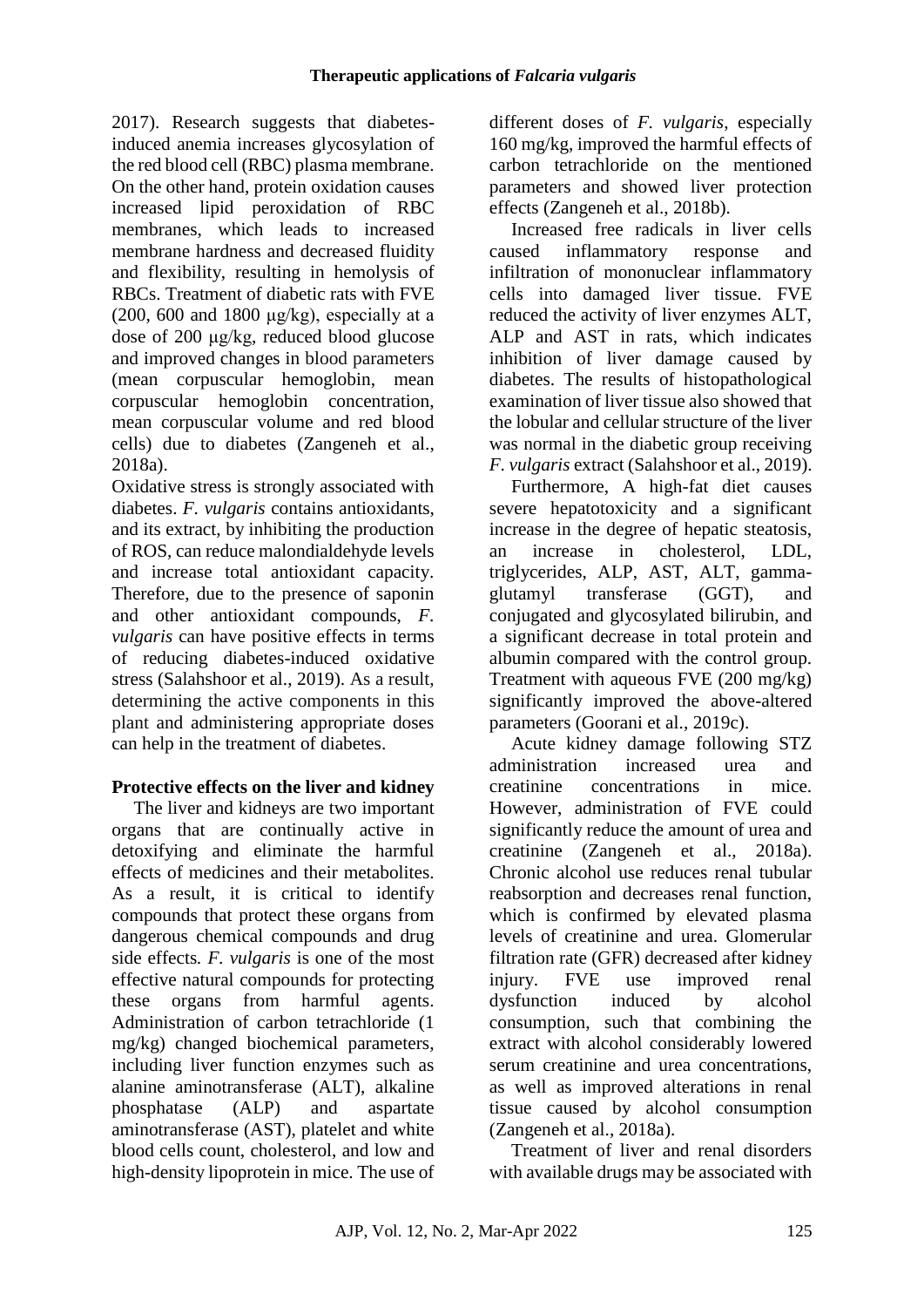2017). Research suggests that diabetes-induced anemia increases glycosylation of the red blood cell (RBC) plasma membrane. On the other hand, protein oxidation causes increased lipid peroxidation of RBC membranes, which leads to increased membrane hardness and decreased fluidity and flexibility, resulting in hemolysis of RBCs. Treatment of diabetic rats with FVE (200, 600 and 1800 μg/kg), especially at a dose of 200 μg/kg, reduced blood glucose and improved changes in blood parameters (mean corpuscular hemoglobin, mean corpuscular hemoglobin concentration, mean corpuscular volume and red blood cells) due to diabetes (Zangeneh et al., 2018a).

Oxidative stress is strongly associated with diabetes. *F. vulgaris* contains antioxidants, and its extract, by inhibiting the production of ROS, can reduce malondialdehyde levels and increase total antioxidant capacity. Therefore, due to the presence of saponin and other antioxidant compounds, *F. vulgaris* can have positive effects in terms of reducing diabetes-induced oxidative stress (Salahshoor et al., 2019). As a result, determining the active components in this plant and administering appropriate doses can help in the treatment of diabetes.

**Protective effects on the liver and kidney**

The liver and kidneys are two important organs that are continually active in detoxifying and eliminate the harmful effects of medicines and their metabolites. As a result, it is critical to identify compounds that protect these organs from dangerous chemical compounds and drug side effects. *F. vulgaris* is one of the most effective natural compounds for protecting these organs from harmful agents. Administration of carbon tetrachloride (1 mg/kg) changed biochemical parameters, including liver function enzymes such as alanine aminotransferase (ALT), alkaline phosphatase (ALP) and aspartate aminotransferase (AST), platelet and white blood cells count, cholesterol, and low and high-density lipoprotein in mice. The use of different doses of *F. vulgaris*, especially 160 mg/kg, improved the harmful effects of carbon tetrachloride on the mentioned parameters and showed liver protection effects (Zangeneh et al., 2018b).

Increased free radicals in liver cells caused inflammatory response and infiltration of mononuclear inflammatory cells into damaged liver tissue. FVE reduced the activity of liver enzymes ALT, ALP and AST in rats, which indicates inhibition of liver damage caused by diabetes. The results of histopathological examination of liver tissue also showed that the lobular and cellular structure of the liver was normal in the diabetic group receiving *F. vulgaris* extract (Salahshoor et al., 2019).

Furthermore, A high-fat diet causes severe hepatotoxicity and a significant increase in the degree of hepatic steatosis, an increase in cholesterol, LDL, triglycerides, ALP, AST, ALT, gamma-glutamyl transferase (GGT), and conjugated and glycosylated bilirubin, and a significant decrease in total protein and albumin compared with the control group. Treatment with aqueous FVE (200 mg/kg) significantly improved the above-altered parameters (Goorani et al., 2019c).

Acute kidney damage following STZ administration increased urea and creatinine concentrations in mice. However, administration of FVE could significantly reduce the amount of urea and creatinine (Zangeneh et al., 2018a). Chronic alcohol use reduces renal tubular reabsorption and decreases renal function, which is confirmed by elevated plasma levels of creatinine and urea. Glomerular filtration rate (GFR) decreased after kidney injury. FVE use improved renal dysfunction induced by alcohol consumption, such that combining the extract with alcohol considerably lowered serum creatinine and urea concentrations, as well as improved alterations in renal tissue caused by alcohol consumption (Zangeneh et al., 2018a).

Treatment of liver and renal disorders with available drugs may be associated with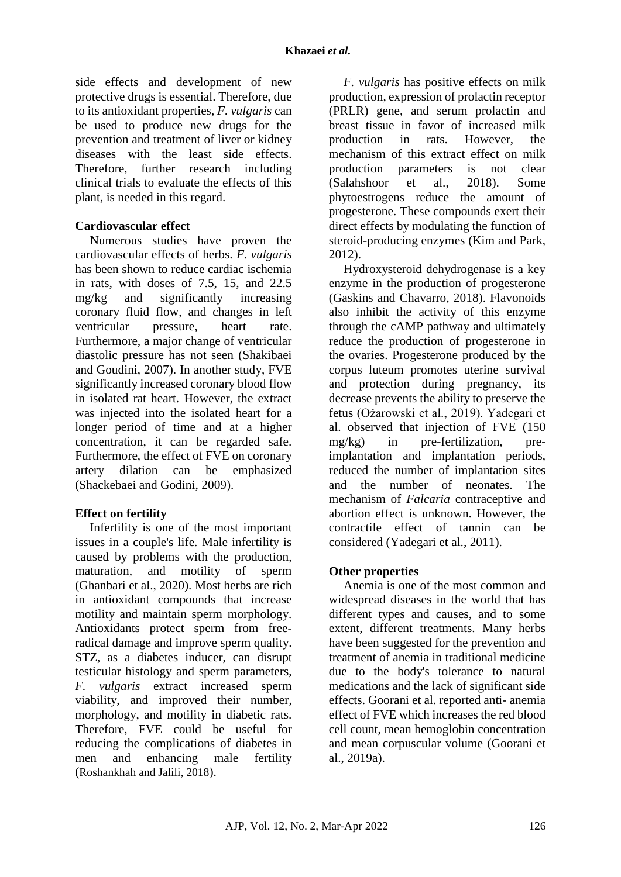side effects and development of new protective drugs is essential. Therefore, due to its antioxidant properties, *F. vulgaris* can be used to produce new drugs for the prevention and treatment of liver or kidney diseases with the least side effects. Therefore, further research including clinical trials to evaluate the effects of this plant, is needed in this regard.

### Cardiovascular effect

Numerous studies have proven the cardiovascular effects of herbs. *F. vulgaris* has been shown to reduce cardiac ischemia in rats, with doses of 7.5, 15, and 22.5 mg/kg and significantly increasing coronary fluid flow, and changes in left ventricular pressure, heart rate. Furthermore, a major change of ventricular diastolic pressure has not seen (Shakibaei and Goudini, 2007). In another study, FVE significantly increased coronary blood flow in isolated rat heart. However, the extract was injected into the isolated heart for a longer period of time and at a higher concentration, it can be regarded safe. Furthermore, the effect of FVE on coronary artery dilation can be emphasized (Shackebaei and Godini, 2009).

### Effect on fertility

Infertility is one of the most important issues in a couple's life. Male infertility is caused by problems with the production, maturation, and motility of sperm (Ghanbari et al., 2020). Most herbs are rich in antioxidant compounds that increase motility and maintain sperm morphology. Antioxidants protect sperm from free-radical damage and improve sperm quality. STZ, as a diabetes inducer, can disrupt testicular histology and sperm parameters, *F. vulgaris* extract increased sperm viability, and improved their number, morphology, and motility in diabetic rats. Therefore, FVE could be useful for reducing the complications of diabetes in men and enhancing male fertility (Roshankhah and Jalili, 2018).

*F. vulgaris* has positive effects on milk production, expression of prolactin receptor (PRLR) gene, and serum prolactin and breast tissue in favor of increased milk production in rats. However, the mechanism of this extract effect on milk production parameters is not clear (Salahshoor et al., 2018). Some phytoestrogens reduce the amount of progesterone. These compounds exert their direct effects by modulating the function of steroid-producing enzymes (Kim and Park, 2012).

Hydroxysteroid dehydrogenase is a key enzyme in the production of progesterone (Gaskins and Chavarro, 2018). Flavonoids also inhibit the activity of this enzyme through the cAMP pathway and ultimately reduce the production of progesterone in the ovaries. Progesterone produced by the corpus luteum promotes uterine survival and protection during pregnancy, its decrease prevents the ability to preserve the fetus (Ożarowski et al., 2019). Yadegari et al. observed that injection of FVE (150 mg/kg) in pre-fertilization, pre-implantation and implantation periods, reduced the number of implantation sites and the number of neonates. The mechanism of *Falcaria* contraceptive and abortion effect is unknown. However, the contractile effect of tannin can be considered (Yadegari et al., 2011).

### Other properties

Anemia is one of the most common and widespread diseases in the world that has different types and causes, and to some extent, different treatments. Many herbs have been suggested for the prevention and treatment of anemia in traditional medicine due to the body's tolerance to natural medications and the lack of significant side effects. Goorani et al. reported anti- anemia effect of FVE which increases the red blood cell count, mean hemoglobin concentration and mean corpuscular volume (Goorani et al., 2019a).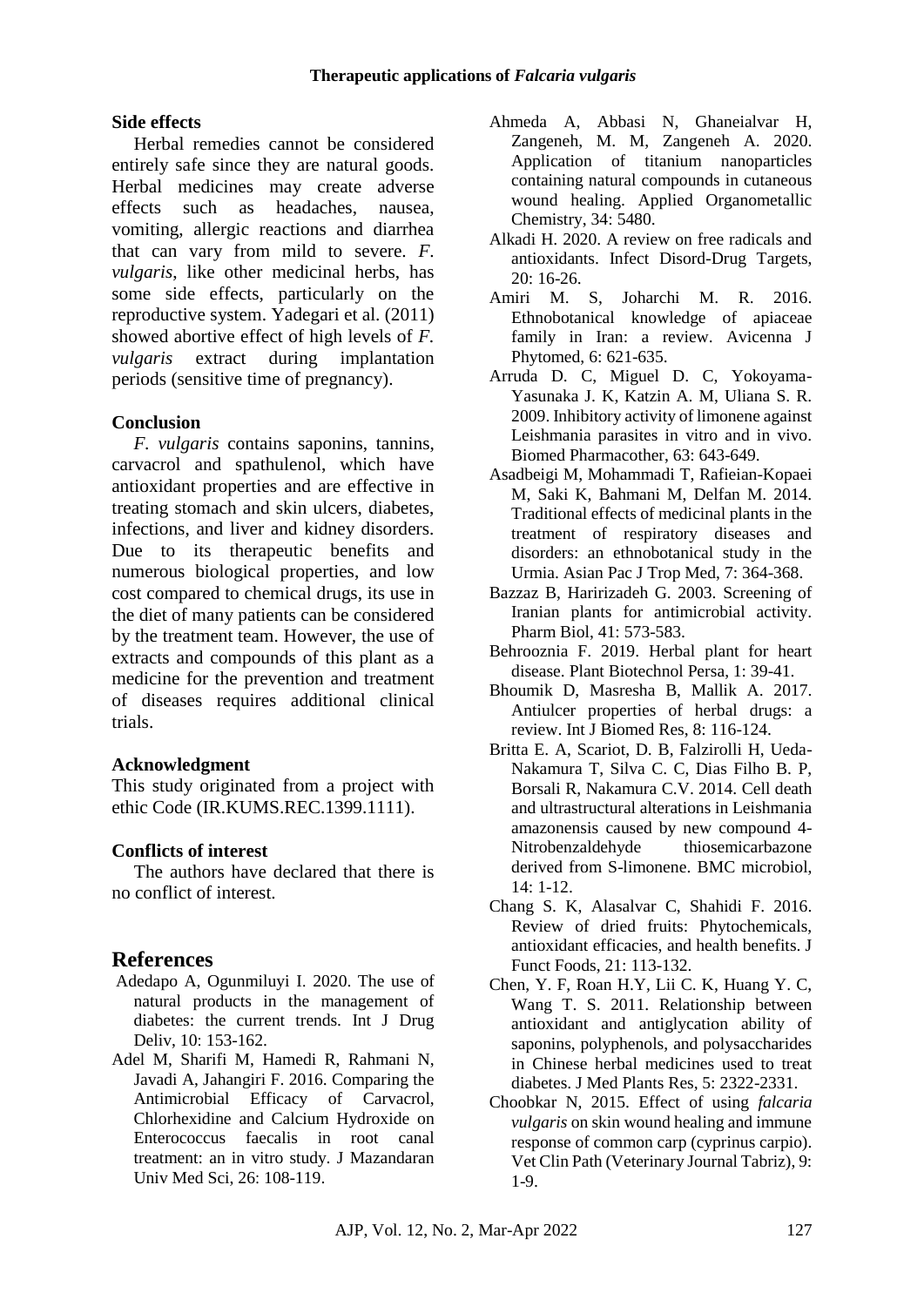### Side effects

Herbal remedies cannot be considered entirely safe since they are natural goods. Herbal medicines may create adverse effects such as headaches, nausea, vomiting, allergic reactions and diarrhea that can vary from mild to severe. *F. vulgaris*, like other medicinal herbs, has some side effects, particularly on the reproductive system. Yadegari et al. (2011) showed abortive effect of high levels of *F. vulgaris* extract during implantation periods (sensitive time of pregnancy).

### Conclusion

*F. vulgaris* contains saponins, tannins, carvacrol and spathulenol, which have antioxidant properties and are effective in treating stomach and skin ulcers, diabetes, infections, and liver and kidney disorders. Due to its therapeutic benefits and numerous biological properties, and low cost compared to chemical drugs, its use in the diet of many patients can be considered by the treatment team. However, the use of extracts and compounds of this plant as a medicine for the prevention and treatment of diseases requires additional clinical trials.

### Acknowledgment

This study originated from a project with ethic Code (IR.KUMS.REC.1399.1111).

### Conflicts of interest

The authors have declared that there is no conflict of interest.

## References

Adedapo A, Ogunmiluyi I. 2020. The use of natural products in the management of diabetes: the current trends. Int J Drug Deliv, 10: 153-162.

Adel M, Sharifi M, Hamedi R, Rahmani N, Javadi A, Jahangiri F. 2016. Comparing the Antimicrobial Efficacy of Carvacrol, Chlorhexidine and Calcium Hydroxide on Enterococcus faecalis in root canal treatment: an in vitro study. J Mazandaran Univ Med Sci, 26: 108-119.

Ahmeda A, Abbasi N, Ghaneialvar H, Zangeneh, M. M, Zangeneh A. 2020. Application of titanium nanoparticles containing natural compounds in cutaneous wound healing. Applied Organometallic Chemistry, 34: 5480.

Alkadi H. 2020. A review on free radicals and antioxidants. Infect Disord-Drug Targets, 20: 16-26.

Amiri M. S, Joharchi M. R. 2016. Ethnobotanical knowledge of apiaceae family in Iran: a review. Avicenna J Phytomed, 6: 621-635.

Arruda D. C, Miguel D. C, Yokoyama-Yasunaka J. K, Katzin A. M, Uliana S. R. 2009. Inhibitory activity of limonene against Leishmania parasites in vitro and in vivo. Biomed Pharmacother, 63: 643-649.

Asadbeigi M, Mohammadi T, Rafieian-Kopaei M, Saki K, Bahmani M, Delfan M. 2014. Traditional effects of medicinal plants in the treatment of respiratory diseases and disorders: an ethnobotanical study in the Urmia. Asian Pac J Trop Med, 7: 364-368.

Bazzaz B, Haririzadeh G. 2003. Screening of Iranian plants for antimicrobial activity. Pharm Biol, 41: 573-583.

Behrooznia F. 2019. Herbal plant for heart disease. Plant Biotechnol Persa, 1: 39-41.

Bhoumik D, Masresha B, Mallik A. 2017. Antiulcer properties of herbal drugs: a review. Int J Biomed Res, 8: 116-124.

Britta E. A, Scariot, D. B, Falzirolli H, Ueda-Nakamura T, Silva C. C, Dias Filho B. P, Borsali R, Nakamura C.V. 2014. Cell death and ultrastructural alterations in Leishmania amazonensis caused by new compound 4-Nitrobenzaldehyde thiosemicarbazone derived from S-limonene. BMC microbiol, 14: 1-12.

Chang S. K, Alasalvar C, Shahidi F. 2016. Review of dried fruits: Phytochemicals, antioxidant efficacies, and health benefits. J Funct Foods, 21: 113-132.

Chen, Y. F, Roan H.Y, Lii C. K, Huang Y. C, Wang T. S. 2011. Relationship between antioxidant and antiglycation ability of saponins, polyphenols, and polysaccharides in Chinese herbal medicines used to treat diabetes. J Med Plants Res, 5: 2322-2331.

Choobkar N, 2015. Effect of using *falcaria vulgaris* on skin wound healing and immune response of common carp (cyprinus carpio). Vet Clin Path (Veterinary Journal Tabriz), 9: 1-9.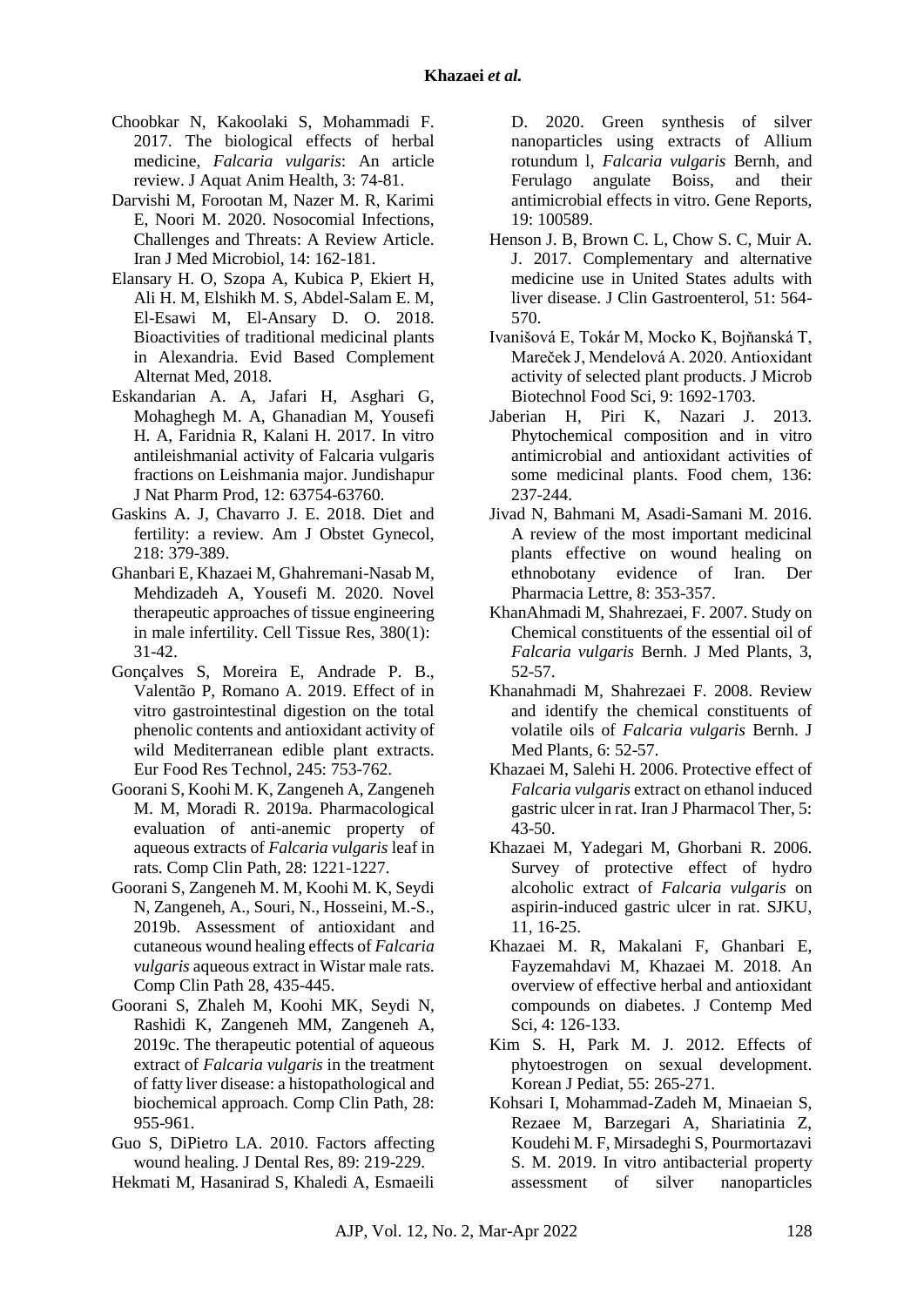Choobkar N, Kakoolaki S, Mohammadi F. 2017. The biological effects of herbal medicine, *Falcaria vulgaris*: An article review. J Aquat Anim Health, 3: 74-81.

Darvishi M, Forootan M, Nazer M. R, Karimi E, Noori M. 2020. Nosocomial Infections, Challenges and Threats: A Review Article. Iran J Med Microbiol, 14: 162-181.

Elansary H. O, Szopa A, Kubica P, Ekiert H, Ali H. M, Elshikh M. S, Abdel-Salam E. M, El-Esawi M, El-Ansary D. O. 2018. Bioactivities of traditional medicinal plants in Alexandria. Evid Based Complement Alternat Med, 2018.

Eskandarian A. A, Jafari H, Asghari G, Mohaghegh M. A, Ghanadian M, Yousefi H. A, Faridnia R, Kalani H. 2017. In vitro antileishmanial activity of Falcaria vulgaris fractions on Leishmania major. Jundishapur J Nat Pharm Prod, 12: 63754-63760.

Gaskins A. J, Chavarro J. E. 2018. Diet and fertility: a review. Am J Obstet Gynecol, 218: 379-389.

Ghanbari E, Khazaei M, Ghahremani-Nasab M, Mehdizadeh A, Yousefi M. 2020. Novel therapeutic approaches of tissue engineering in male infertility. Cell Tissue Res, 380(1): 31-42.

Gonçalves S, Moreira E, Andrade P. B., Valentão P, Romano A. 2019. Effect of in vitro gastrointestinal digestion on the total phenolic contents and antioxidant activity of wild Mediterranean edible plant extracts. Eur Food Res Technol, 245: 753-762.

Goorani S, Koohi M. K, Zangeneh A, Zangeneh M. M, Moradi R. 2019a. Pharmacological evaluation of anti-anemic property of aqueous extracts of *Falcaria vulgaris* leaf in rats. Comp Clin Path, 28: 1221-1227.

Goorani S, Zangeneh M. M, Koohi M. K, Seydi N, Zangeneh, A., Souri, N., Hosseini, M.-S., 2019b. Assessment of antioxidant and cutaneous wound healing effects of *Falcaria vulgaris* aqueous extract in Wistar male rats. Comp Clin Path 28, 435-445.

Goorani S, Zhaleh M, Koohi MK, Seydi N, Rashidi K, Zangeneh MM, Zangeneh A, 2019c. The therapeutic potential of aqueous extract of *Falcaria vulgaris* in the treatment of fatty liver disease: a histopathological and biochemical approach. Comp Clin Path, 28: 955-961.

Guo S, DiPietro LA. 2010. Factors affecting wound healing. J Dental Res, 89: 219-229.

Hekmati M, Hasanirad S, Khaledi A, Esmaeili D. 2020. Green synthesis of silver nanoparticles using extracts of Allium rotundum l, *Falcaria vulgaris* Bernh, and Ferulago angulate Boiss, and their antimicrobial effects in vitro. Gene Reports, 19: 100589.

Henson J. B, Brown C. L, Chow S. C, Muir A. J. 2017. Complementary and alternative medicine use in United States adults with liver disease. J Clin Gastroenterol, 51: 564-570.

Ivanišová E, Tokár M, Mocko K, Bojňanská T, Mareček J, Mendelová A. 2020. Antioxidant activity of selected plant products. J Microb Biotechnol Food Sci, 9: 1692-1703.

Jaberian H, Piri K, Nazari J. 2013. Phytochemical composition and in vitro antimicrobial and antioxidant activities of some medicinal plants. Food chem, 136: 237-244.

Jivad N, Bahmani M, Asadi-Samani M. 2016. A review of the most important medicinal plants effective on wound healing on ethnobotany evidence of Iran. Der Pharmacia Lettre, 8: 353-357.

KhanAhmadi M, Shahrezaei, F. 2007. Study on Chemical constituents of the essential oil of *Falcaria vulgaris* Bernh. J Med Plants, 3, 52-57.

Khanahmadi M, Shahrezaei F. 2008. Review and identify the chemical constituents of volatile oils of *Falcaria vulgaris* Bernh. J Med Plants, 6: 52-57.

Khazaei M, Salehi H. 2006. Protective effect of *Falcaria vulgaris* extract on ethanol induced gastric ulcer in rat. Iran J Pharmacol Ther, 5: 43-50.

Khazaei M, Yadegari M, Ghorbani R. 2006. Survey of protective effect of hydro alcoholic extract of *Falcaria vulgaris* on aspirin-induced gastric ulcer in rat. SJKU, 11, 16-25.

Khazaei M. R, Makalani F, Ghanbari E, Fayzemahdavi M, Khazaei M. 2018. An overview of effective herbal and antioxidant compounds on diabetes. J Contemp Med Sci, 4: 126-133.

Kim S. H, Park M. J. 2012. Effects of phytoestrogen on sexual development. Korean J Pediat, 55: 265-271.

Kohsari I, Mohammad-Zadeh M, Minaeian S, Rezaee M, Barzegari A, Shariatinia Z, Koudehi M. F, Mirsadeghi S, Pourmortazavi S. M. 2019. In vitro antibacterial property assessment of silver nanoparticles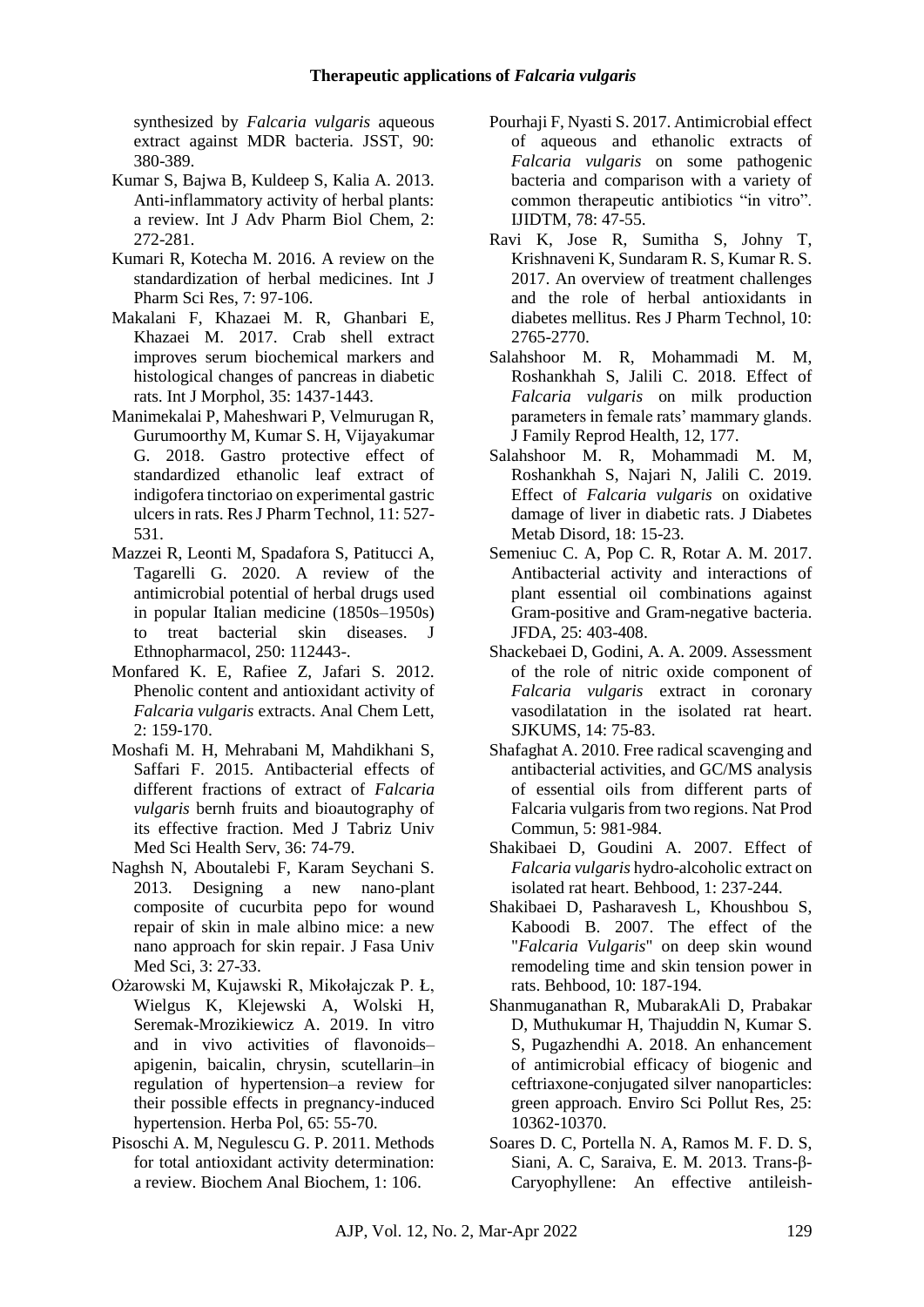synthesized by *Falcaria vulgaris* aqueous extract against MDR bacteria. JSST, 90: 380-389.

Kumar S, Bajwa B, Kuldeep S, Kalia A. 2013. Anti-inflammatory activity of herbal plants: a review. Int J Adv Pharm Biol Chem, 2: 272-281.

Kumari R, Kotecha M. 2016. A review on the standardization of herbal medicines. Int J Pharm Sci Res, 7: 97-106.

Makalani F, Khazaei M. R, Ghanbari E, Khazaei M. 2017. Crab shell extract improves serum biochemical markers and histological changes of pancreas in diabetic rats. Int J Morphol, 35: 1437-1443.

Manimekalai P, Maheshwari P, Velmurugan R, Gurumoorthy M, Kumar S. H, Vijayakumar G. 2018. Gastro protective effect of standardized ethanolic leaf extract of indigofera tinctoriao on experimental gastric ulcers in rats. Res J Pharm Technol, 11: 527-531.

Mazzei R, Leonti M, Spadafora S, Patitucci A, Tagarelli G. 2020. A review of the antimicrobial potential of herbal drugs used in popular Italian medicine (1850s–1950s) to treat bacterial skin diseases. J Ethnopharmacol, 250: 112443-.

Monfared K. E, Rafiee Z, Jafari S. 2012. Phenolic content and antioxidant activity of *Falcaria vulgaris* extracts. Anal Chem Lett, 2: 159-170.

Moshafi M. H, Mehrabani M, Mahdikhani S, Saffari F. 2015. Antibacterial effects of different fractions of extract of *Falcaria vulgaris* bernh fruits and bioautography of its effective fraction. Med J Tabriz Univ Med Sci Health Serv, 36: 74-79.

Naghsh N, Aboutalebi F, Karam Seychani S. 2013. Designing a new nano-plant composite of cucurbita pepo for wound repair of skin in male albino mice: a new nano approach for skin repair. J Fasa Univ Med Sci, 3: 27-33.

Ożarowski M, Kujawski R, Mikołajczak P. Ł, Wielgus K, Klejewski A, Wolski H, Seremak-Mrozikiewicz A. 2019. In vitro and in vivo activities of flavonoids–apigenin, baicalin, chrysin, scutellarin–in regulation of hypertension–a review for their possible effects in pregnancy-induced hypertension. Herba Pol, 65: 55-70.

Pisoschi A. M, Negulescu G. P. 2011. Methods for total antioxidant activity determination: a review. Biochem Anal Biochem, 1: 106.

Pourhaji F, Nyasti S. 2017. Antimicrobial effect of aqueous and ethanolic extracts of *Falcaria vulgaris* on some pathogenic bacteria and comparison with a variety of common therapeutic antibiotics "in vitro". IJIDTM, 78: 47-55.

Ravi K, Jose R, Sumitha S, Johny T, Krishnaveni K, Sundaram R. S, Kumar R. S. 2017. An overview of treatment challenges and the role of herbal antioxidants in diabetes mellitus. Res J Pharm Technol, 10: 2765-2770.

Salahshoor M. R, Mohammadi M. M, Roshankhah S, Jalili C. 2018. Effect of *Falcaria vulgaris* on milk production parameters in female rats' mammary glands. J Family Reprod Health, 12, 177.

Salahshoor M. R, Mohammadi M. M, Roshankhah S, Najari N, Jalili C. 2019. Effect of *Falcaria vulgaris* on oxidative damage of liver in diabetic rats. J Diabetes Metab Disord, 18: 15-23.

Semeniuc C. A, Pop C. R, Rotar A. M. 2017. Antibacterial activity and interactions of plant essential oil combinations against Gram-positive and Gram-negative bacteria. JFDA, 25: 403-408.

Shackebaei D, Godini, A. A. 2009. Assessment of the role of nitric oxide component of *Falcaria vulgaris* extract in coronary vasodilatation in the isolated rat heart. SJKUMS, 14: 75-83.

Shafaghat A. 2010. Free radical scavenging and antibacterial activities, and GC/MS analysis of essential oils from different parts of Falcaria vulgaris from two regions. Nat Prod Commun, 5: 981-984.

Shakibaei D, Goudini A. 2007. Effect of *Falcaria vulgaris* hydro-alcoholic extract on isolated rat heart. Behbood, 1: 237-244.

Shakibaei D, Pasharavesh L, Khoushbou S, Kaboodi B. 2007. The effect of the "*Falcaria Vulgaris*" on deep skin wound remodeling time and skin tension power in rats. Behbood, 10: 187-194.

Shanmuganathan R, MubarakAli D, Prabakar D, Muthukumar H, Thajuddin N, Kumar S. S, Pugazhendhi A. 2018. An enhancement of antimicrobial efficacy of biogenic and ceftriaxone-conjugated silver nanoparticles: green approach. Enviro Sci Pollut Res, 25: 10362-10370.

Soares D. C, Portella N. A, Ramos M. F. D. S, Siani, A. C, Saraiva, E. M. 2013. Trans-β-Caryophyllene: An effective antileish-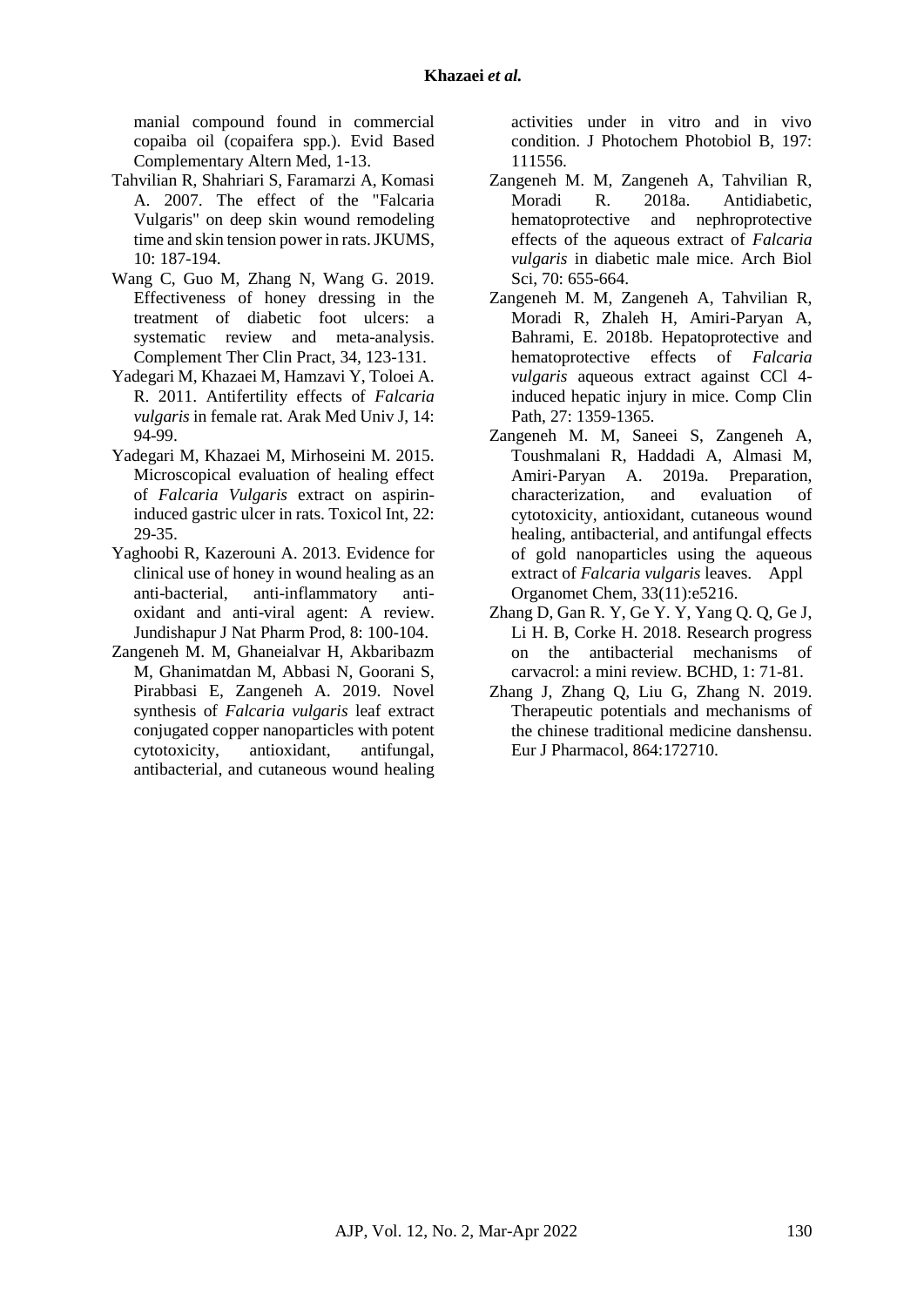manial compound found in commercial copaiba oil (copaifera spp.). Evid Based Complementary Altern Med, 1-13.

Tahvilian R, Shahriari S, Faramarzi A, Komasi A. 2007. The effect of the "Falcaria Vulgaris" on deep skin wound remodeling time and skin tension power in rats. JKUMS, 10: 187-194.

Wang C, Guo M, Zhang N, Wang G. 2019. Effectiveness of honey dressing in the treatment of diabetic foot ulcers: a systematic review and meta-analysis. Complement Ther Clin Pract, 34, 123-131.

Yadegari M, Khazaei M, Hamzavi Y, Toloei A. R. 2011. Antifertility effects of *Falcaria vulgaris* in female rat. Arak Med Univ J, 14: 94-99.

Yadegari M, Khazaei M, Mirhoseini M. 2015. Microscopical evaluation of healing effect of *Falcaria Vulgaris* extract on aspirin-induced gastric ulcer in rats. Toxicol Int, 22: 29-35.

Yaghoobi R, Kazerouni A. 2013. Evidence for clinical use of honey in wound healing as an anti-bacterial, anti-inflammatory anti-oxidant and anti-viral agent: A review. Jundishapur J Nat Pharm Prod, 8: 100-104.

Zangeneh M. M, Ghaneialvar H, Akbaribazm M, Ghanimatdan M, Abbasi N, Goorani S, Pirabbasi E, Zangeneh A. 2019. Novel synthesis of *Falcaria vulgaris* leaf extract conjugated copper nanoparticles with potent cytotoxicity, antioxidant, antifungal, antibacterial, and cutaneous wound healing activities under in vitro and in vivo condition. J Photochem Photobiol B, 197: 111556.

Zangeneh M. M, Zangeneh A, Tahvilian R, Moradi R. 2018a. Antidiabetic, hematoprotective and nephroprotective effects of the aqueous extract of *Falcaria vulgaris* in diabetic male mice. Arch Biol Sci, 70: 655-664.

Zangeneh M. M, Zangeneh A, Tahvilian R, Moradi R, Zhaleh H, Amiri-Paryan A, Bahrami, E. 2018b. Hepatoprotective and hematoprotective effects of *Falcaria vulgaris* aqueous extract against CCl 4-induced hepatic injury in mice. Comp Clin Path, 27: 1359-1365.

Zangeneh M. M, Saneei S, Zangeneh A, Toushmalani R, Haddadi A, Almasi M, Amiri-Paryan A. 2019a. Preparation, characterization, and evaluation of cytotoxicity, antioxidant, cutaneous wound healing, antibacterial, and antifungal effects of gold nanoparticles using the aqueous extract of *Falcaria vulgaris* leaves. Appl Organomet Chem, 33(11):e5216.

Zhang D, Gan R. Y, Ge Y. Y, Yang Q. Q, Ge J, Li H. B, Corke H. 2018. Research progress on the antibacterial mechanisms of carvacrol: a mini review. BCHD, 1: 71-81.

Zhang J, Zhang Q, Liu G, Zhang N. 2019. Therapeutic potentials and mechanisms of the chinese traditional medicine danshensu. Eur J Pharmacol, 864:172710.